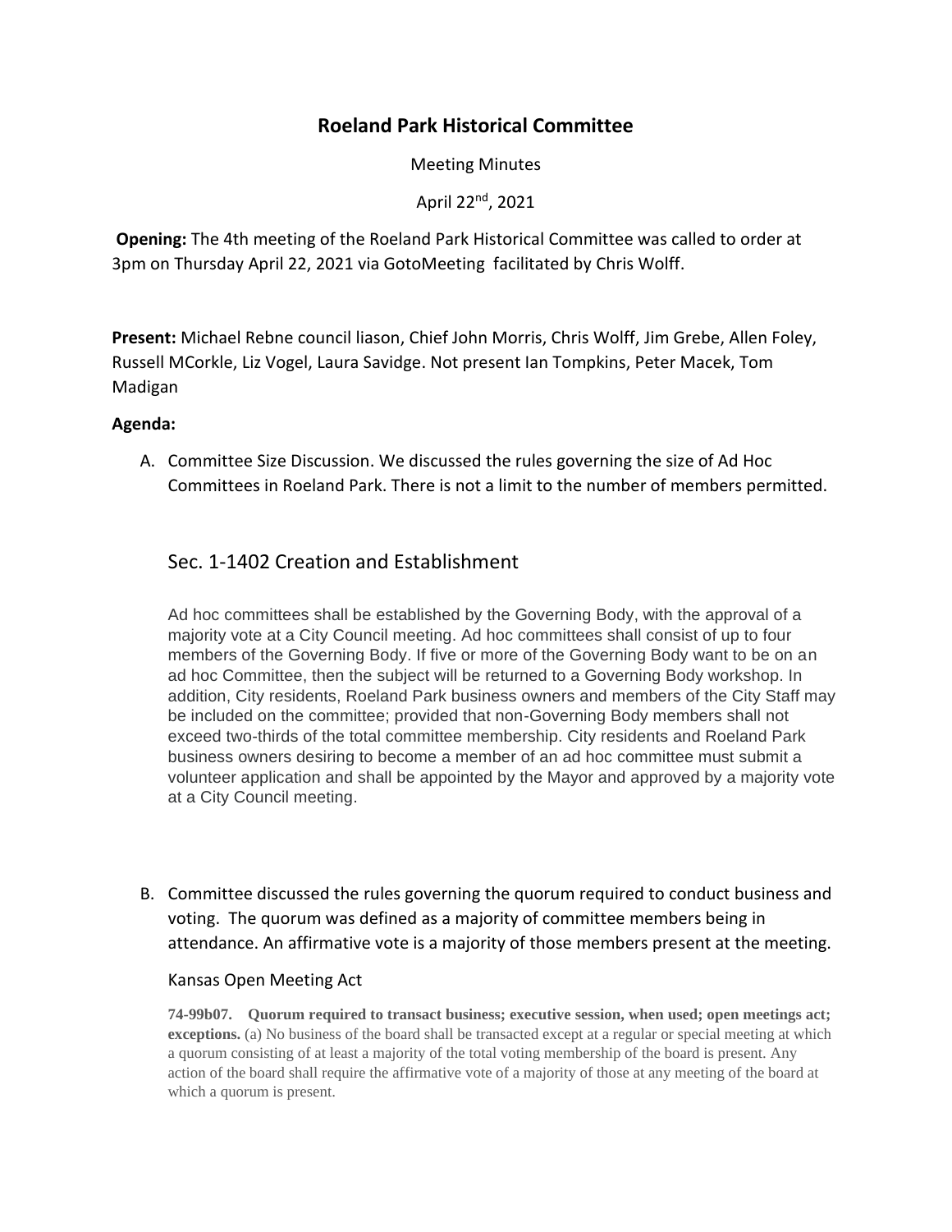# Roeland Park Historical Committee

Meeting Minutes

April 22nd, 2021

**Opening:** The 4th meeting of the Roeland Park Historical Committee was called to order at 3pm on Thursday April 22, 2021 via GotoMeeting facilitated by Chris Wolff.

**Present:** Michael Rebne council liason, Chief John Morris, Chris Wolff, Jim Grebe, Allen Foley, Russell MCorkle, Liz Vogel, Laura Savidge. Not present Ian Tompkins, Peter Macek, Tom Madigan

**Agenda:**

A. Committee Size Discussion. We discussed the rules governing the size of Ad Hoc Committees in Roeland Park. There is not a limit to the number of members permitted.

## Sec. 1-1402 Creation and Establishment

Ad hoc committees shall be established by the Governing Body, with the approval of a majority vote at a City Council meeting. Ad hoc committees shall consist of up to four members of the Governing Body. If five or more of the Governing Body want to be on an ad hoc Committee, then the subject will be returned to a Governing Body workshop. In addition, City residents, Roeland Park business owners and members of the City Staff may be included on the committee; provided that non-Governing Body members shall not exceed two-thirds of the total committee membership. City residents and Roeland Park business owners desiring to become a member of an ad hoc committee must submit a volunteer application and shall be appointed by the Mayor and approved by a majority vote at a City Council meeting.

B. Committee discussed the rules governing the quorum required to conduct business and voting. The quorum was defined as a majority of committee members being in attendance. An affirmative vote is a majority of those members present at the meeting.

Kansas Open Meeting Act

**74-99b07. Quorum required to transact business; executive session, when used; open meetings act; exceptions.** (a) No business of the board shall be transacted except at a regular or special meeting at which a quorum consisting of at least a majority of the total voting membership of the board is present. Any action of the board shall require the affirmative vote of a majority of those at any meeting of the board at which a quorum is present.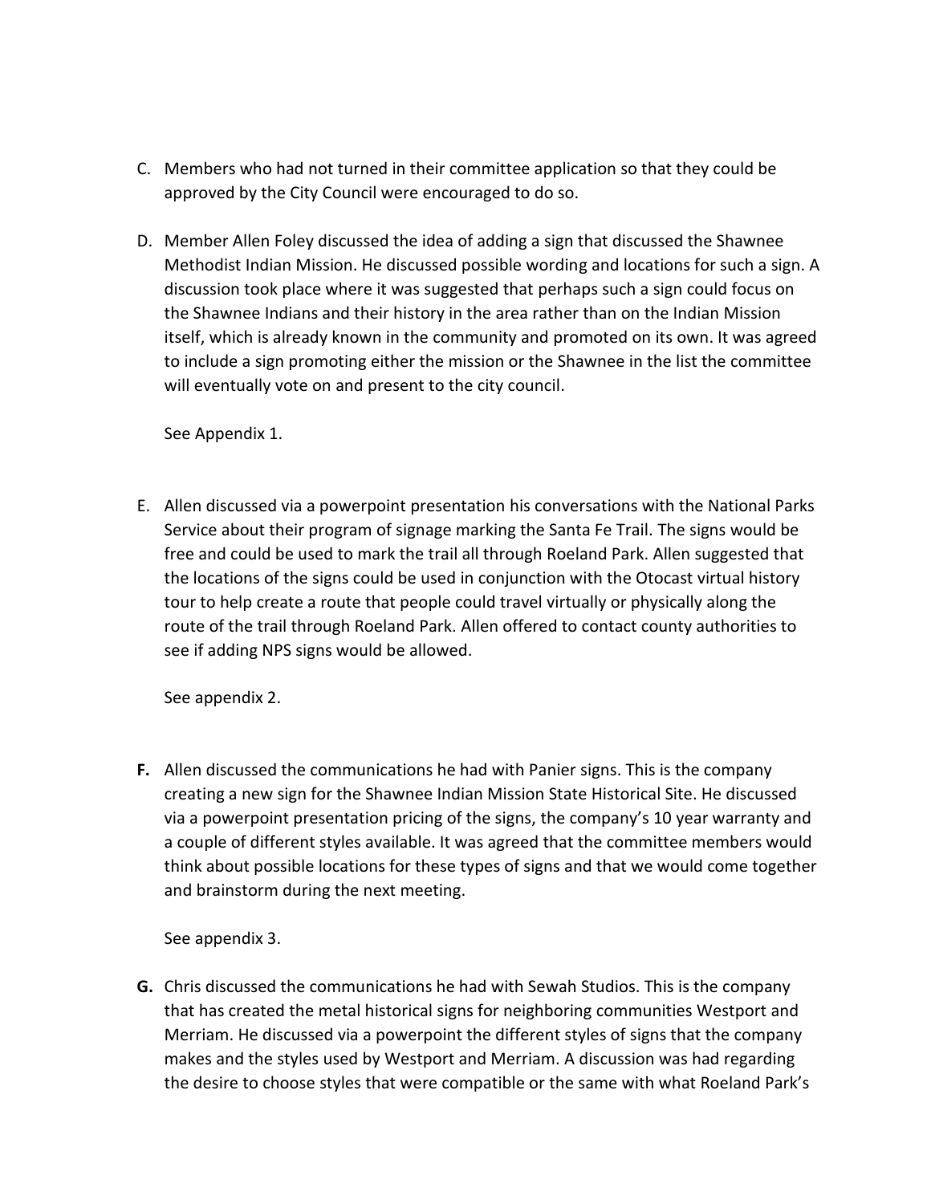C. Members who had not turned in their committee application so that they could be approved by the City Council were encouraged to do so.

D. Member Allen Foley discussed the idea of adding a sign that discussed the Shawnee Methodist Indian Mission. He discussed possible wording and locations for such a sign. A discussion took place where it was suggested that perhaps such a sign could focus on the Shawnee Indians and their history in the area rather than on the Indian Mission itself, which is already known in the community and promoted on its own. It was agreed to include a sign promoting either the mission or the Shawnee in the list the committee will eventually vote on and present to the city council.

   See Appendix 1.

E. Allen discussed via a powerpoint presentation his conversations with the National Parks Service about their program of signage marking the Santa Fe Trail. The signs would be free and could be used to mark the trail all through Roeland Park. Allen suggested that the locations of the signs could be used in conjunction with the Otocast virtual history tour to help create a route that people could travel virtually or physically along the route of the trail through Roeland Park. Allen offered to contact county authorities to see if adding NPS signs would be allowed.

   See appendix 2.

**F.** Allen discussed the communications he had with Panier signs. This is the company creating a new sign for the Shawnee Indian Mission State Historical Site. He discussed via a powerpoint presentation pricing of the signs, the company's 10 year warranty and a couple of different styles available. It was agreed that the committee members would think about possible locations for these types of signs and that we would come together and brainstorm during the next meeting.

   See appendix 3.

**G.** Chris discussed the communications he had with Sewah Studios. This is the company that has created the metal historical signs for neighboring communities Westport and Merriam. He discussed via a powerpoint the different styles of signs that the company makes and the styles used by Westport and Merriam. A discussion was had regarding the desire to choose styles that were compatible or the same with what Roeland Park's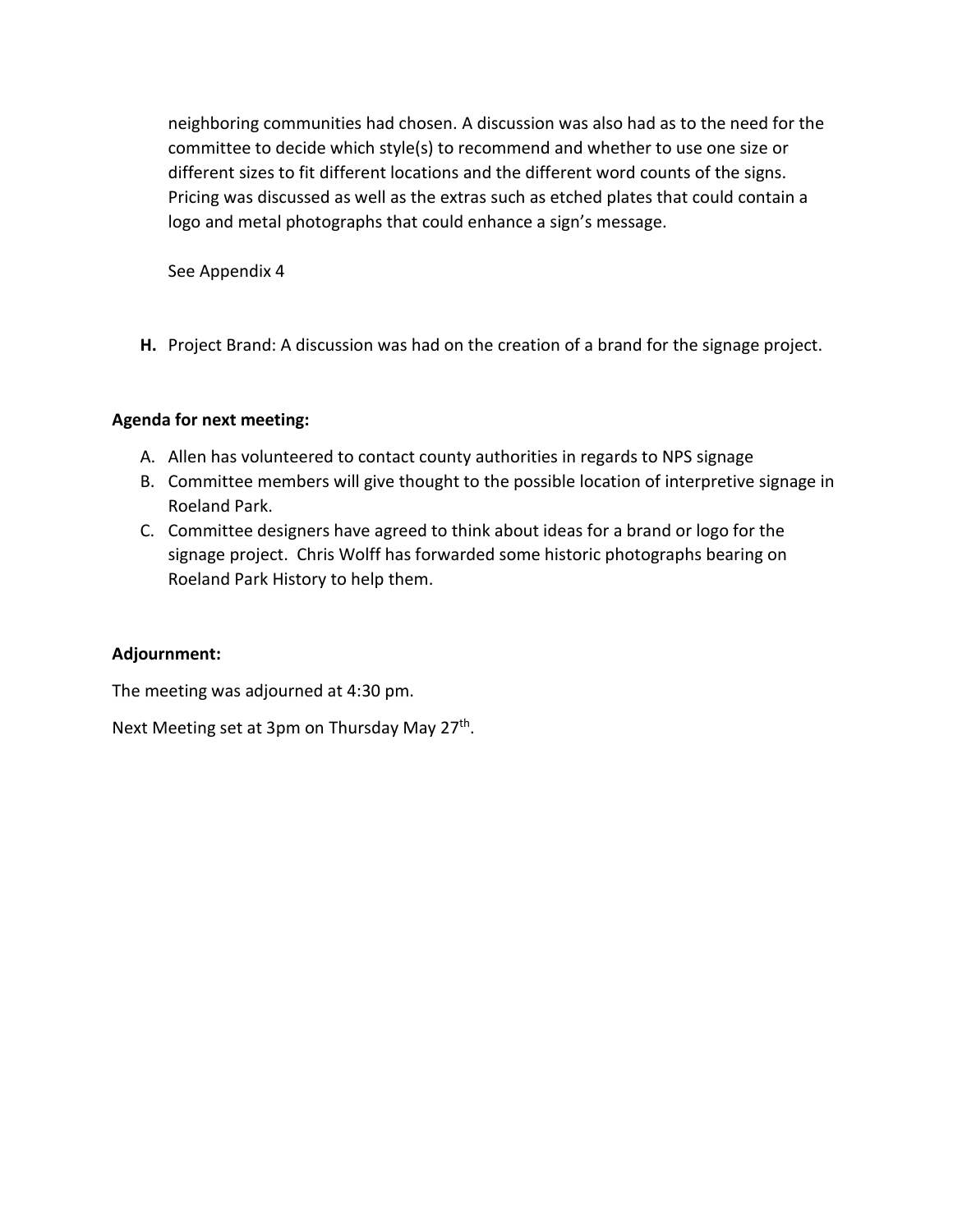neighboring communities had chosen. A discussion was also had as to the need for the committee to decide which style(s) to recommend and whether to use one size or different sizes to fit different locations and the different word counts of the signs. Pricing was discussed as well as the extras such as etched plates that could contain a logo and metal photographs that could enhance a sign's message.

See Appendix 4

**H.** Project Brand: A discussion was had on the creation of a brand for the signage project.

**Agenda for next meeting:**

A. Allen has volunteered to contact county authorities in regards to NPS signage
B. Committee members will give thought to the possible location of interpretive signage in Roeland Park.
C. Committee designers have agreed to think about ideas for a brand or logo for the signage project. Chris Wolff has forwarded some historic photographs bearing on Roeland Park History to help them.

**Adjournment:**

The meeting was adjourned at 4:30 pm.

Next Meeting set at 3pm on Thursday May 27th.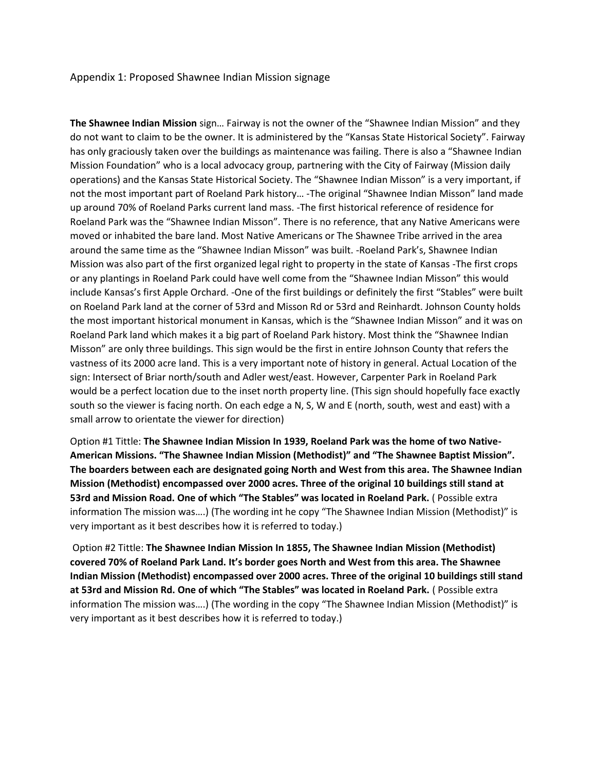Appendix 1: Proposed Shawnee Indian Mission signage

**The Shawnee Indian Mission** sign… Fairway is not the owner of the "Shawnee Indian Mission" and they do not want to claim to be the owner. It is administered by the "Kansas State Historical Society". Fairway has only graciously taken over the buildings as maintenance was failing. There is also a "Shawnee Indian Mission Foundation" who is a local advocacy group, partnering with the City of Fairway (Mission daily operations) and the Kansas State Historical Society. The "Shawnee Indian Misson" is a very important, if not the most important part of Roeland Park history… -The original "Shawnee Indian Misson" land made up around 70% of Roeland Parks current land mass. -The first historical reference of residence for Roeland Park was the "Shawnee Indian Misson". There is no reference, that any Native Americans were moved or inhabited the bare land. Most Native Americans or The Shawnee Tribe arrived in the area around the same time as the "Shawnee Indian Misson" was built. -Roeland Park's, Shawnee Indian Mission was also part of the first organized legal right to property in the state of Kansas -The first crops or any plantings in Roeland Park could have well come from the "Shawnee Indian Misson" this would include Kansas's first Apple Orchard. -One of the first buildings or definitely the first "Stables" were built on Roeland Park land at the corner of 53rd and Misson Rd or 53rd and Reinhardt. Johnson County holds the most important historical monument in Kansas, which is the "Shawnee Indian Misson" and it was on Roeland Park land which makes it a big part of Roeland Park history. Most think the "Shawnee Indian Misson" are only three buildings. This sign would be the first in entire Johnson County that refers the vastness of its 2000 acre land. This is a very important note of history in general. Actual Location of the sign: Intersect of Briar north/south and Adler west/east. However, Carpenter Park in Roeland Park would be a perfect location due to the inset north property line. (This sign should hopefully face exactly south so the viewer is facing north. On each edge a N, S, W and E (north, south, west and east) with a small arrow to orientate the viewer for direction)

Option #1 Tittle: **The Shawnee Indian Mission In 1939, Roeland Park was the home of two Native-American Missions. "The Shawnee Indian Mission (Methodist)" and "The Shawnee Baptist Mission". The boarders between each are designated going North and West from this area. The Shawnee Indian Mission (Methodist) encompassed over 2000 acres. Three of the original 10 buildings still stand at 53rd and Mission Road. One of which "The Stables" was located in Roeland Park.** ( Possible extra information The mission was….) (The wording int he copy "The Shawnee Indian Mission (Methodist)" is very important as it best describes how it is referred to today.)

Option #2 Tittle: **The Shawnee Indian Mission In 1855, The Shawnee Indian Mission (Methodist) covered 70% of Roeland Park Land. It's border goes North and West from this area. The Shawnee Indian Mission (Methodist) encompassed over 2000 acres. Three of the original 10 buildings still stand at 53rd and Mission Rd. One of which "The Stables" was located in Roeland Park.** ( Possible extra information The mission was….) (The wording in the copy "The Shawnee Indian Mission (Methodist)" is very important as it best describes how it is referred to today.)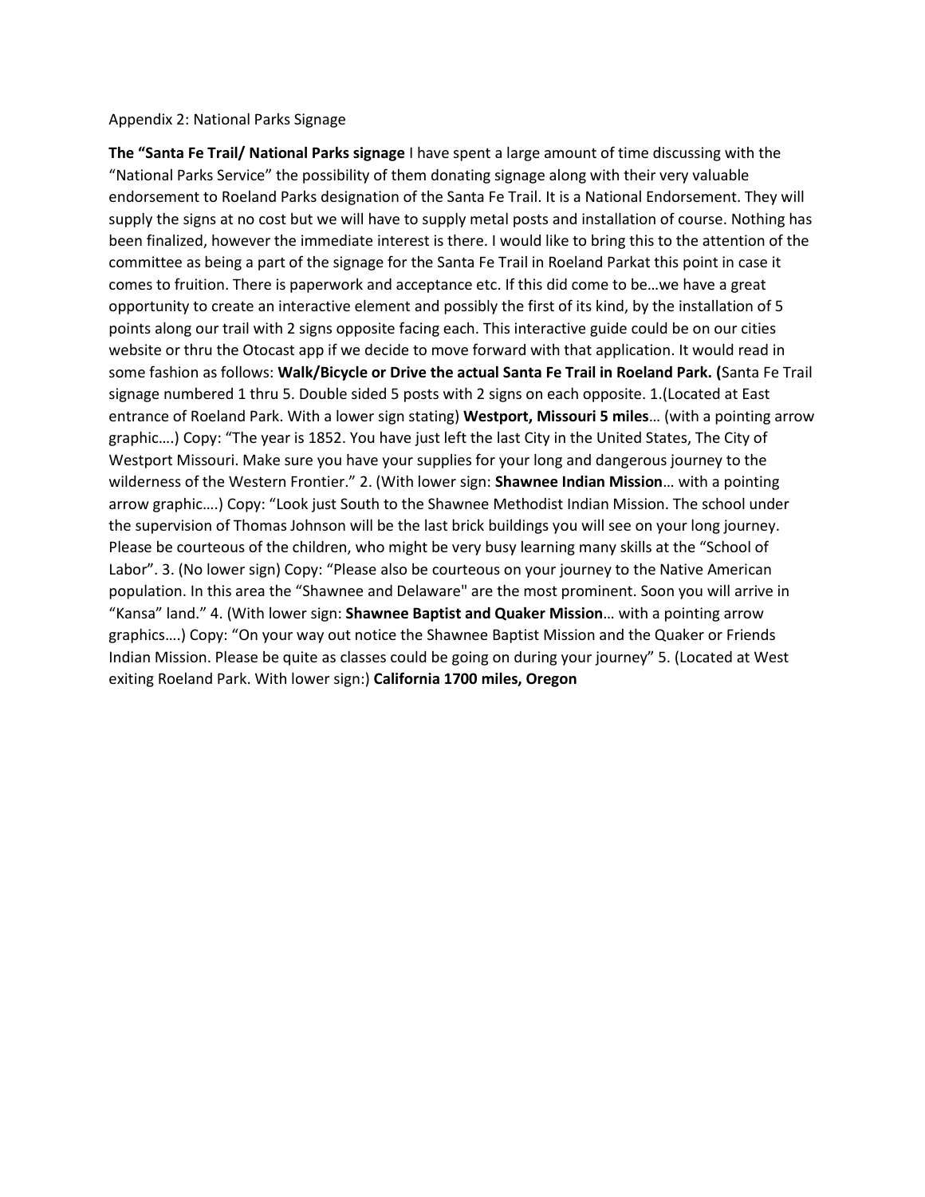Appendix 2: National Parks Signage

**The "Santa Fe Trail/ National Parks signage** I have spent a large amount of time discussing with the "National Parks Service" the possibility of them donating signage along with their very valuable endorsement to Roeland Parks designation of the Santa Fe Trail. It is a National Endorsement. They will supply the signs at no cost but we will have to supply metal posts and installation of course. Nothing has been finalized, however the immediate interest is there. I would like to bring this to the attention of the committee as being a part of the signage for the Santa Fe Trail in Roeland Parkat this point in case it comes to fruition. There is paperwork and acceptance etc. If this did come to be…we have a great opportunity to create an interactive element and possibly the first of its kind, by the installation of 5 points along our trail with 2 signs opposite facing each. This interactive guide could be on our cities website or thru the Otocast app if we decide to move forward with that application. It would read in some fashion as follows: **Walk/Bicycle or Drive the actual Santa Fe Trail in Roeland Park. (**Santa Fe Trail signage numbered 1 thru 5. Double sided 5 posts with 2 signs on each opposite. 1.(Located at East entrance of Roeland Park. With a lower sign stating) **Westport, Missouri 5 miles**… (with a pointing arrow graphic….) Copy: "The year is 1852. You have just left the last City in the United States, The City of Westport Missouri. Make sure you have your supplies for your long and dangerous journey to the wilderness of the Western Frontier." 2. (With lower sign: **Shawnee Indian Mission**… with a pointing arrow graphic….) Copy: "Look just South to the Shawnee Methodist Indian Mission. The school under the supervision of Thomas Johnson will be the last brick buildings you will see on your long journey. Please be courteous of the children, who might be very busy learning many skills at the "School of Labor". 3. (No lower sign) Copy: "Please also be courteous on your journey to the Native American population. In this area the "Shawnee and Delaware" are the most prominent. Soon you will arrive in "Kansa" land." 4. (With lower sign: **Shawnee Baptist and Quaker Mission**… with a pointing arrow graphics….) Copy: "On your way out notice the Shawnee Baptist Mission and the Quaker or Friends Indian Mission. Please be quite as classes could be going on during your journey" 5. (Located at West exiting Roeland Park. With lower sign:) **California 1700 miles, Oregon**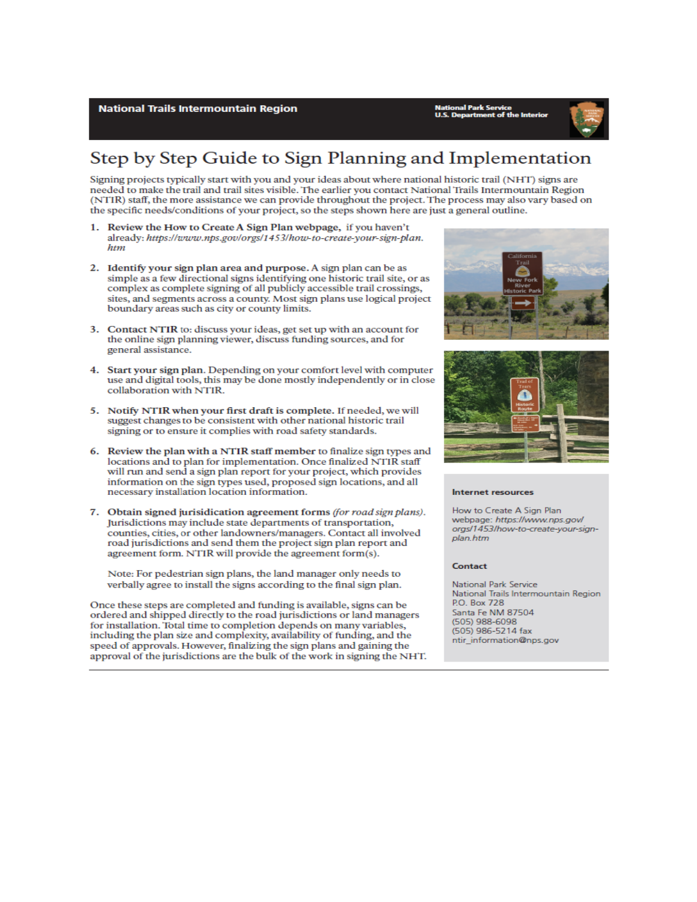National Trails Intermountain Region

National Park Service
U.S. Department of the Interior

# Step by Step Guide to Sign Planning and Implementation

Signing projects typically start with you and your ideas about where national historic trail (NHT) signs are needed to make the trail and trail sites visible. The earlier you contact National Trails Intermountain Region (NTIR) staff, the more assistance we can provide throughout the project. The process may also vary based on the specific needs/conditions of your project, so the steps shown here are just a general outline.

1. **Review the How to Create A Sign Plan webpage,** if you haven't already: *https://www.nps.gov/orgs/1453/how-to-create-your-sign-plan.htm*

2. **Identify your sign plan area and purpose.** A sign plan can be as simple as a few directional signs identifying one historic trail site, or as complex as complete signing of all publicly accessible trail crossings, sites, and segments across a county. Most sign plans use logical project boundary areas such as city or county limits.

3. **Contact NTIR** to: discuss your ideas, get set up with an account for the online sign planning viewer, discuss funding sources, and for general assistance.

4. **Start your sign plan.** Depending on your comfort level with computer use and digital tools, this may be done mostly independently or in close collaboration with NTIR.

5. **Notify NTIR when your first draft is complete.** If needed, we will suggest changes to be consistent with other national historic trail signing or to ensure it complies with road safety standards.

6. **Review the plan with a NTIR staff member** to finalize sign types and locations and to plan for implementation. Once finalized NTIR staff will run and send a sign plan report for your project, which provides information on the sign types used, proposed sign locations, and all necessary installation location information.

7. **Obtain signed jurisidication agreement forms** *(for road sign plans).* Jurisdictions may include state departments of transportation, counties, cities, or other landowners/managers. Contact all involved road jurisdictions and send them the project sign plan report and agreement form. NTIR will provide the agreement form(s).

   Note: For pedestrian sign plans, the land manager only needs to verbally agree to install the signs according to the final sign plan.

Once these steps are completed and funding is available, signs can be ordered and shipped directly to the road jurisdictions or land managers for installation. Total time to completion depends on many variables, including the plan size and complexity, availability of funding, and the speed of approvals. However, finalizing the sign plans and gaining the approval of the jurisdictions are the bulk of the work in signing the NHT.

### Internet resources

How to Create A Sign Plan webpage: *https://www.nps.gov/orgs/1453/how-to-create-your-sign-plan.htm*

### Contact

National Park Service
National Trails Intermountain Region
P.O. Box 728
Santa Fe NM 87504
(505) 988-6098
(505) 986-5214 fax
ntir_information@nps.gov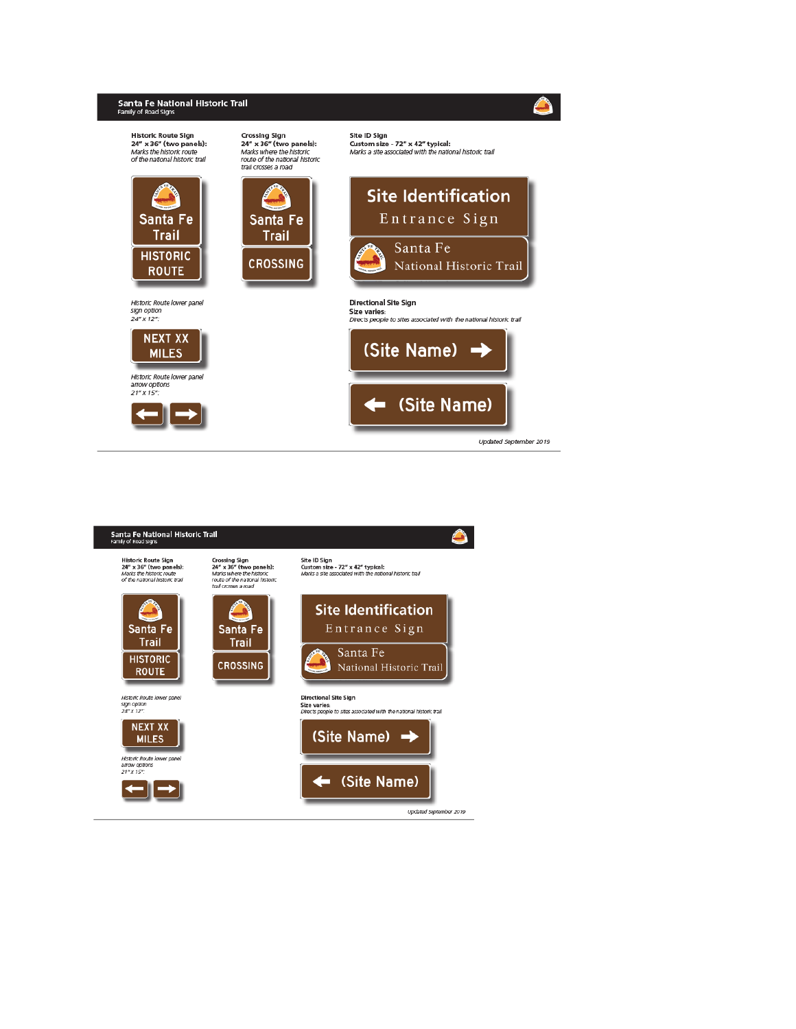## Santa Fe National Historic Trail
Family of Road Signs

**Historic Route Sign**
**24" x 36" (two panels):**
*Marks the historic route of the national historic trail*

Santa Fe Trail
HISTORIC ROUTE

*Historic Route lower panel sign option 24" x 12":*

NEXT XX MILES

*Historic Route lower panel arrow options 21" X 15":*

**Crossing Sign**
**24" x 36" (two panels):**
*Marks where the historic route of the national historic trail crosses a road*

Santa Fe Trail
CROSSING

**Site ID Sign**
**Custom size - 72" x 42" typical:**
*Marks a site associated with the national historic trail*

Site Identification
Entrance Sign
Santa Fe
National Historic Trail

**Directional Site Sign**
**Size varies:**
*Directs people to sites associated with the national historic trail*

(Site Name) →

← (Site Name)

*Updated September 2019*

## Santa Fe National Historic Trail
Family of Road Signs

**Historic Route Sign**
**24" x 36" (two panels):**
*Marks the historic route of the national historic trail*

Santa Fe Trail
HISTORIC ROUTE

*Historic Route lower panel sign option 24" x 12":*

NEXT XX MILES

*Historic Route lower panel arrow options 21" X 15":*

**Crossing Sign**
**24" x 36" (two panels):**
*Marks where the historic route of the national historic trail crosses a road*

Santa Fe Trail
CROSSING

**Site ID Sign**
**Custom size - 72" x 42" typical:**
*Marks a site associated with the national historic trail*

Site Identification
Entrance Sign
Santa Fe
National Historic Trail

**Directional Site Sign**
**Size varies:**
*Directs people to sites associated with the national historic trail*

(Site Name) →

← (Site Name)

*Updated September 2019*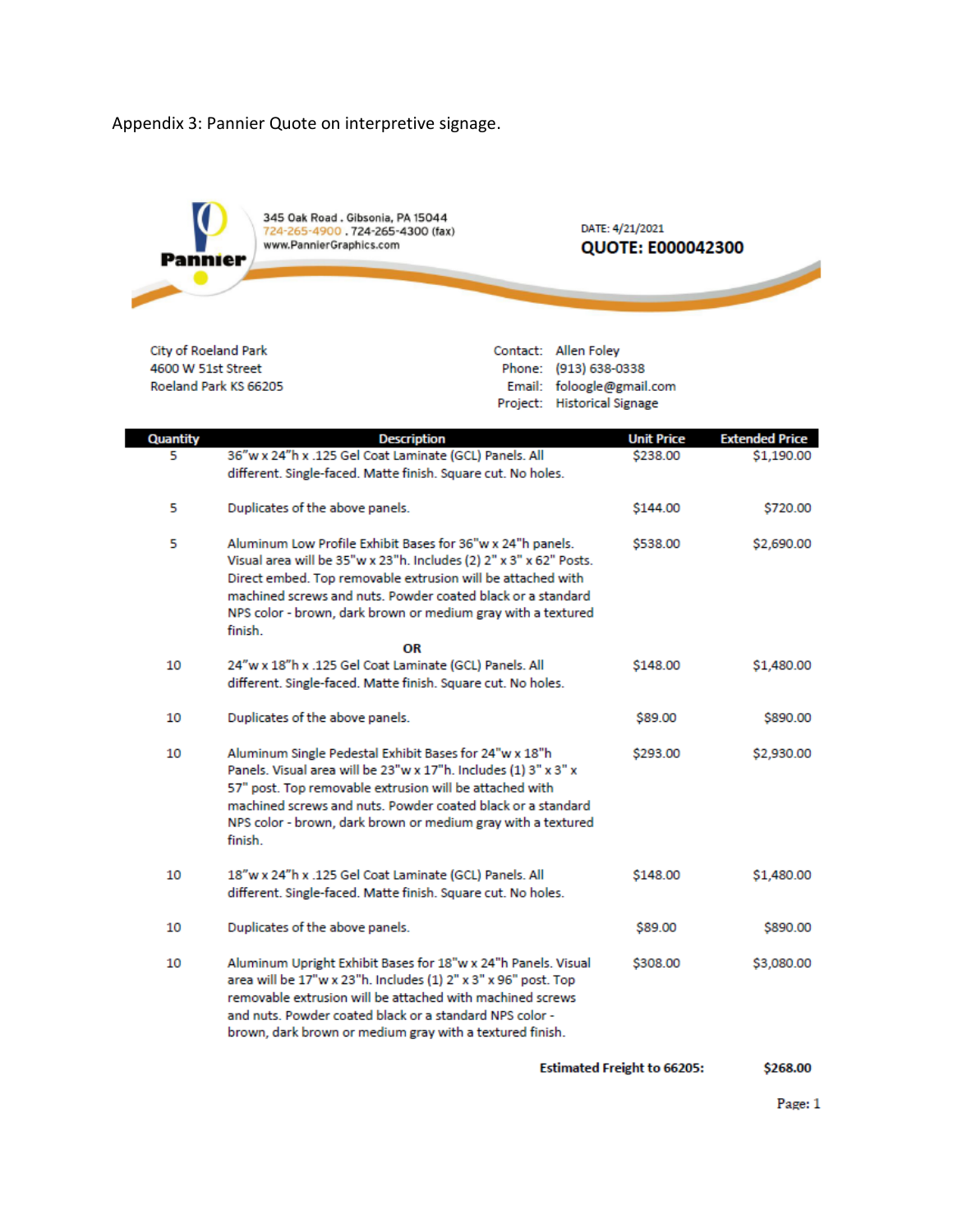Appendix 3: Pannier Quote on interpretive signage.

**Pannier**

345 Oak Road . Gibsonia, PA 15044
724-265-4900 . 724-265-4300 (fax)
www.PannierGraphics.com

DATE: 4/21/2021

**QUOTE: E000042300**

City of Roeland Park
4600 W 51st Street
Roeland Park KS 66205

Contact: Allen Foley
Phone: (913) 638-0338
Email: foloogle@gmail.com
Project: Historical Signage

| Quantity | Description | Unit Price | Extended Price |
|---|---|---|---|
| 5 | 36"w x 24"h x .125 Gel Coat Laminate (GCL) Panels. All different. Single-faced. Matte finish. Square cut. No holes. | $238.00 | $1,190.00 |
| 5 | Duplicates of the above panels. | $144.00 | $720.00 |
| 5 | Aluminum Low Profile Exhibit Bases for 36"w x 24"h panels. Visual area will be 35"w x 23"h. Includes (2) 2" x 3" x 62" Posts. Direct embed. Top removable extrusion will be attached with machined screws and nuts. Powder coated black or a standard NPS color - brown, dark brown or medium gray with a textured finish. | $538.00 | $2,690.00 |
| | **OR** | | |
| 10 | 24"w x 18"h x .125 Gel Coat Laminate (GCL) Panels. All different. Single-faced. Matte finish. Square cut. No holes. | $148.00 | $1,480.00 |
| 10 | Duplicates of the above panels. | $89.00 | $890.00 |
| 10 | Aluminum Single Pedestal Exhibit Bases for 24"w x 18"h Panels. Visual area will be 23"w x 17"h. Includes (1) 3" x 3" x 57" post. Top removable extrusion will be attached with machined screws and nuts. Powder coated black or a standard NPS color - brown, dark brown or medium gray with a textured finish. | $293.00 | $2,930.00 |
| 10 | 18"w x 24"h x .125 Gel Coat Laminate (GCL) Panels. All different. Single-faced. Matte finish. Square cut. No holes. | $148.00 | $1,480.00 |
| 10 | Duplicates of the above panels. | $89.00 | $890.00 |
| 10 | Aluminum Upright Exhibit Bases for 18"w x 24"h Panels. Visual area will be 17"w x 23"h. Includes (1) 2" x 3" x 96" post. Top removable extrusion will be attached with machined screws and nuts. Powder coated black or a standard NPS color - brown, dark brown or medium gray with a textured finish. | $308.00 | $3,080.00 |
| | | **Estimated Freight to 66205:** | **$268.00** |

Page: 1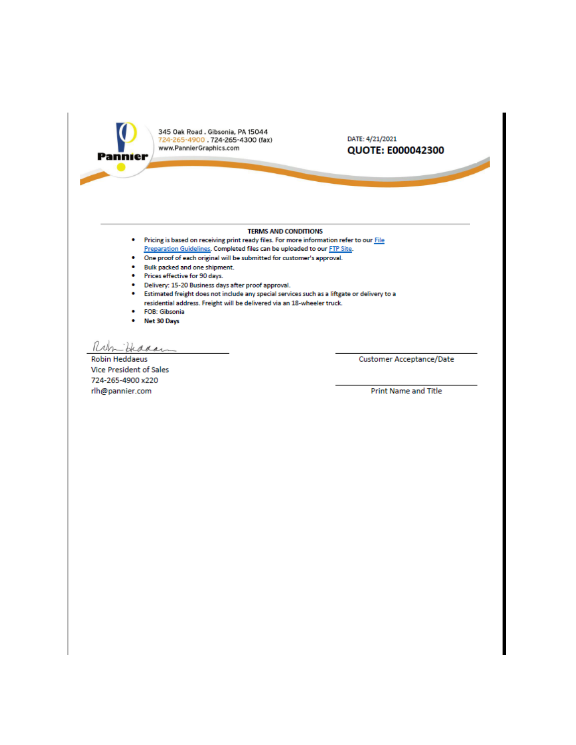Pannier

345 Oak Road . Gibsonia, PA 15044
724-265-4900 . 724-265-4300 (fax)
www.PannierGraphics.com

DATE: 4/21/2021

**QUOTE: E000042300**

---

**TERMS AND CONDITIONS**

- Pricing is based on receiving print ready files. For more information refer to our File Preparation Guidelines. Completed files can be uploaded to our FTP Site.
- One proof of each original will be submitted for customer's approval.
- Bulk packed and one shipment.
- Prices effective for 90 days.
- Delivery: 15-20 Business days after proof approval.
- Estimated freight does not include any special services such as a liftgate or delivery to a residential address. Freight will be delivered via an 18-wheeler truck.
- FOB: Gibsonia
- **Net 30 Days**

Robin Heddaeus
Vice President of Sales
724-265-4900 x220
rlh@pannier.com

Customer Acceptance/Date

Print Name and Title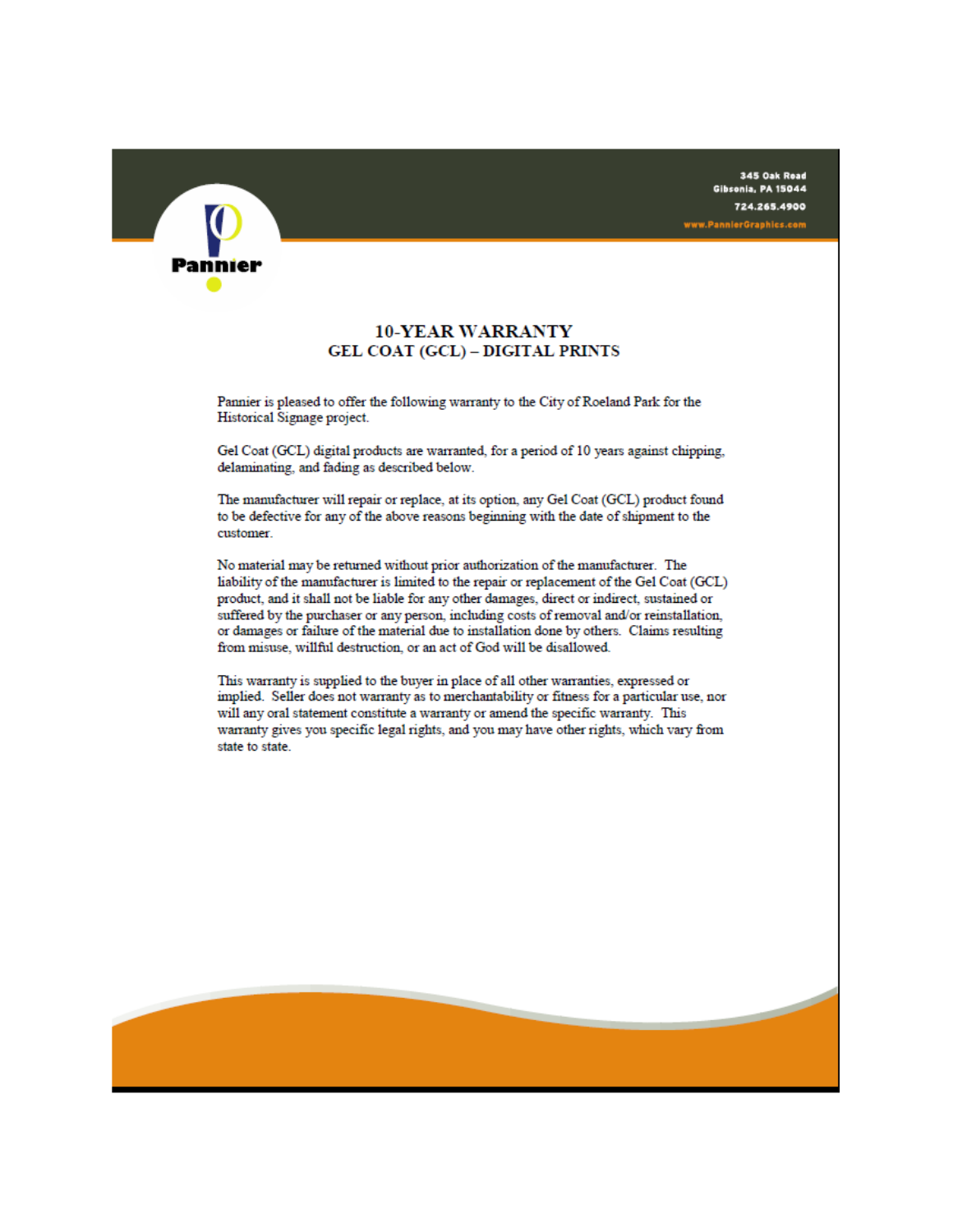Pannier

345 Oak Road
Gibsonia, PA 15044
724.265.4900
www.PannierGraphics.com

# 10-YEAR WARRANTY
## GEL COAT (GCL) – DIGITAL PRINTS

Pannier is pleased to offer the following warranty to the City of Roeland Park for the Historical Signage project.

Gel Coat (GCL) digital products are warranted, for a period of 10 years against chipping, delaminating, and fading as described below.

The manufacturer will repair or replace, at its option, any Gel Coat (GCL) product found to be defective for any of the above reasons beginning with the date of shipment to the customer.

No material may be returned without prior authorization of the manufacturer. The liability of the manufacturer is limited to the repair or replacement of the Gel Coat (GCL) product, and it shall not be liable for any other damages, direct or indirect, sustained or suffered by the purchaser or any person, including costs of removal and/or reinstallation, or damages or failure of the material due to installation done by others. Claims resulting from misuse, willful destruction, or an act of God will be disallowed.

This warranty is supplied to the buyer in place of all other warranties, expressed or implied. Seller does not warranty as to merchantability or fitness for a particular use, nor will any oral statement constitute a warranty or amend the specific warranty. This warranty gives you specific legal rights, and you may have other rights, which vary from state to state.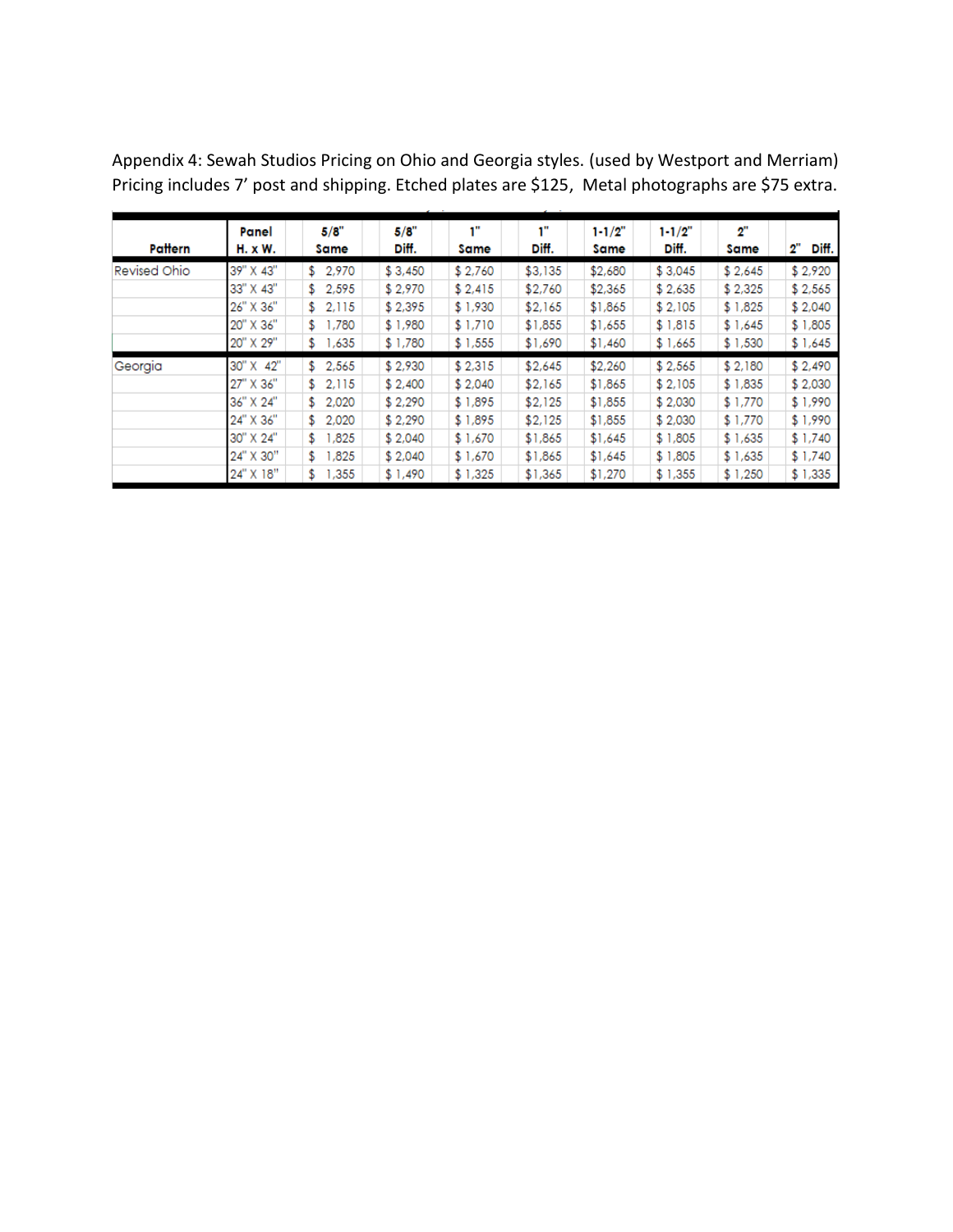Appendix 4: Sewah Studios Pricing on Ohio and Georgia styles. (used by Westport and Merriam) Pricing includes 7' post and shipping. Etched plates are $125, Metal photographs are $75 extra.

| Pattern | Panel H. x W. | 5/8" Same | 5/8" Diff. | 1" Same | 1" Diff. | 1-1/2" Same | 1-1/2" Diff. | 2" Same | 2" Diff. |
|---|---|---|---|---|---|---|---|---|---|
| Revised Ohio | 39" X 43" | $ 2,970 | $ 3,450 | $ 2,760 | $3,135 | $2,680 | $ 3,045 | $ 2,645 | $ 2,920 |
| | 33" X 43" | $ 2,595 | $ 2,970 | $ 2,415 | $2,760 | $2,365 | $ 2,635 | $ 2,325 | $ 2,565 |
| | 26" X 36" | $ 2,115 | $ 2,395 | $ 1,930 | $2,165 | $1,865 | $ 2,105 | $ 1,825 | $ 2,040 |
| | 20" X 36" | $ 1,780 | $ 1,980 | $ 1,710 | $1,855 | $1,655 | $ 1,815 | $ 1,645 | $ 1,805 |
| | 20" X 29" | $ 1,635 | $ 1,780 | $ 1,555 | $1,690 | $1,460 | $ 1,665 | $ 1,530 | $ 1,645 |
| Georgia | 30" X 42" | $ 2,565 | $ 2,930 | $ 2,315 | $2,645 | $2,260 | $ 2,565 | $ 2,180 | $ 2,490 |
| | 27" X 36" | $ 2,115 | $ 2,400 | $ 2,040 | $2,165 | $1,865 | $ 2,105 | $ 1,835 | $ 2,030 |
| | 36" X 24" | $ 2,020 | $ 2,290 | $ 1,895 | $2,125 | $1,855 | $ 2,030 | $ 1,770 | $ 1,990 |
| | 24" X 36" | $ 2,020 | $ 2,290 | $ 1,895 | $2,125 | $1,855 | $ 2,030 | $ 1,770 | $ 1,990 |
| | 30" X 24" | $ 1,825 | $ 2,040 | $ 1,670 | $1,865 | $1,645 | $ 1,805 | $ 1,635 | $ 1,740 |
| | 24" X 30" | $ 1,825 | $ 2,040 | $ 1,670 | $1,865 | $1,645 | $ 1,805 | $ 1,635 | $ 1,740 |
| | 24" X 18" | $ 1,355 | $ 1,490 | $ 1,325 | $1,365 | $1,270 | $ 1,355 | $ 1,250 | $ 1,335 |